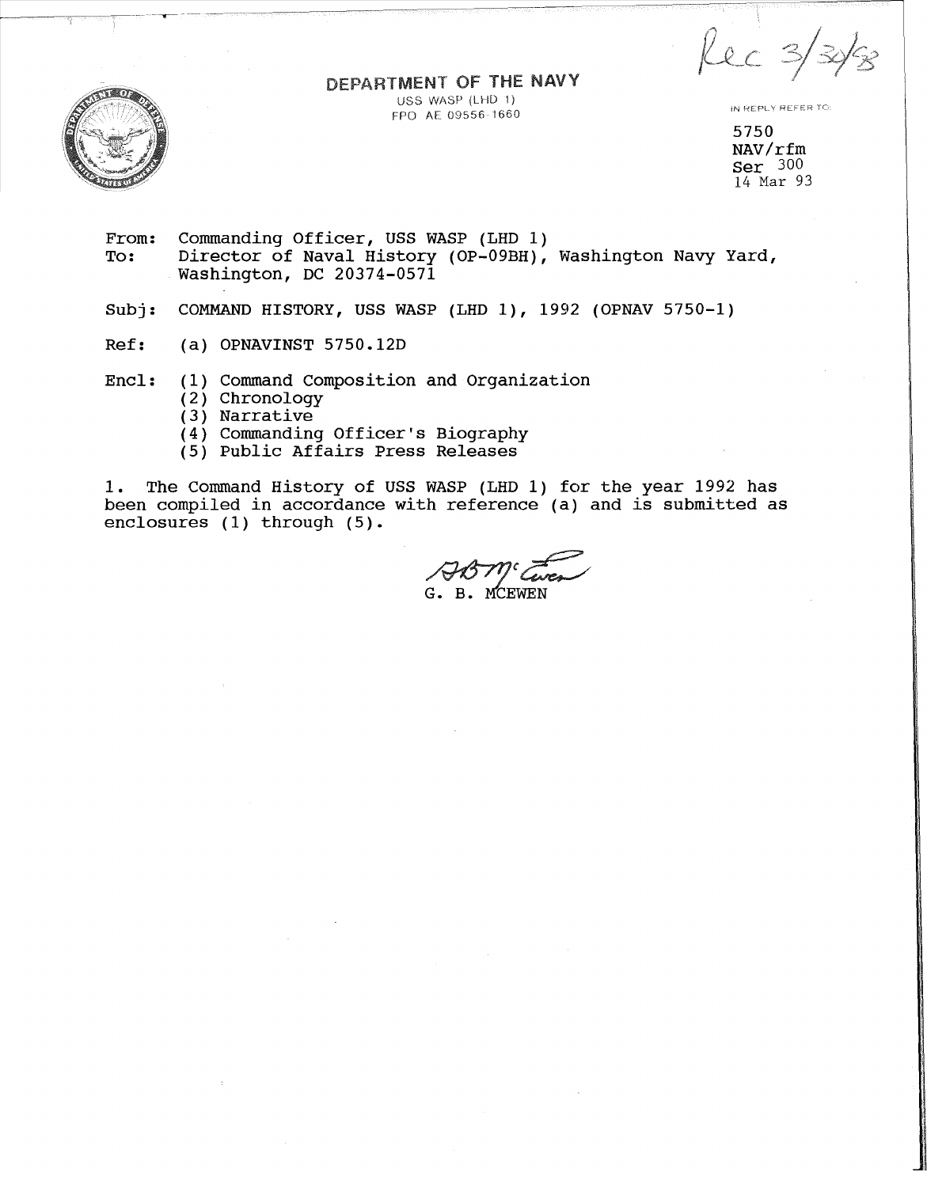Rec 3/30/93

# DEPARTMENT OF THE NAVY

USS WASP (LHD 1)
FPO AE 09556-1660

IN REPLY REFER TO:

5750
NAV/rfm
Ser 300
14 Mar 93

From: Commanding Officer, USS WASP (LHD 1)
To: Director of Naval History (OP-09BH), Washington Navy Yard, Washington, DC 20374-0571

Subj: COMMAND HISTORY, USS WASP (LHD 1), 1992 (OPNAV 5750-1)

Ref: (a) OPNAVINST 5750.12D

Encl: (1) Command Composition and Organization
(2) Chronology
(3) Narrative
(4) Commanding Officer's Biography
(5) Public Affairs Press Releases

1. The Command History of USS WASP (LHD 1) for the year 1992 has been compiled in accordance with reference (a) and is submitted as enclosures (1) through (5).

G. B. MCEWEN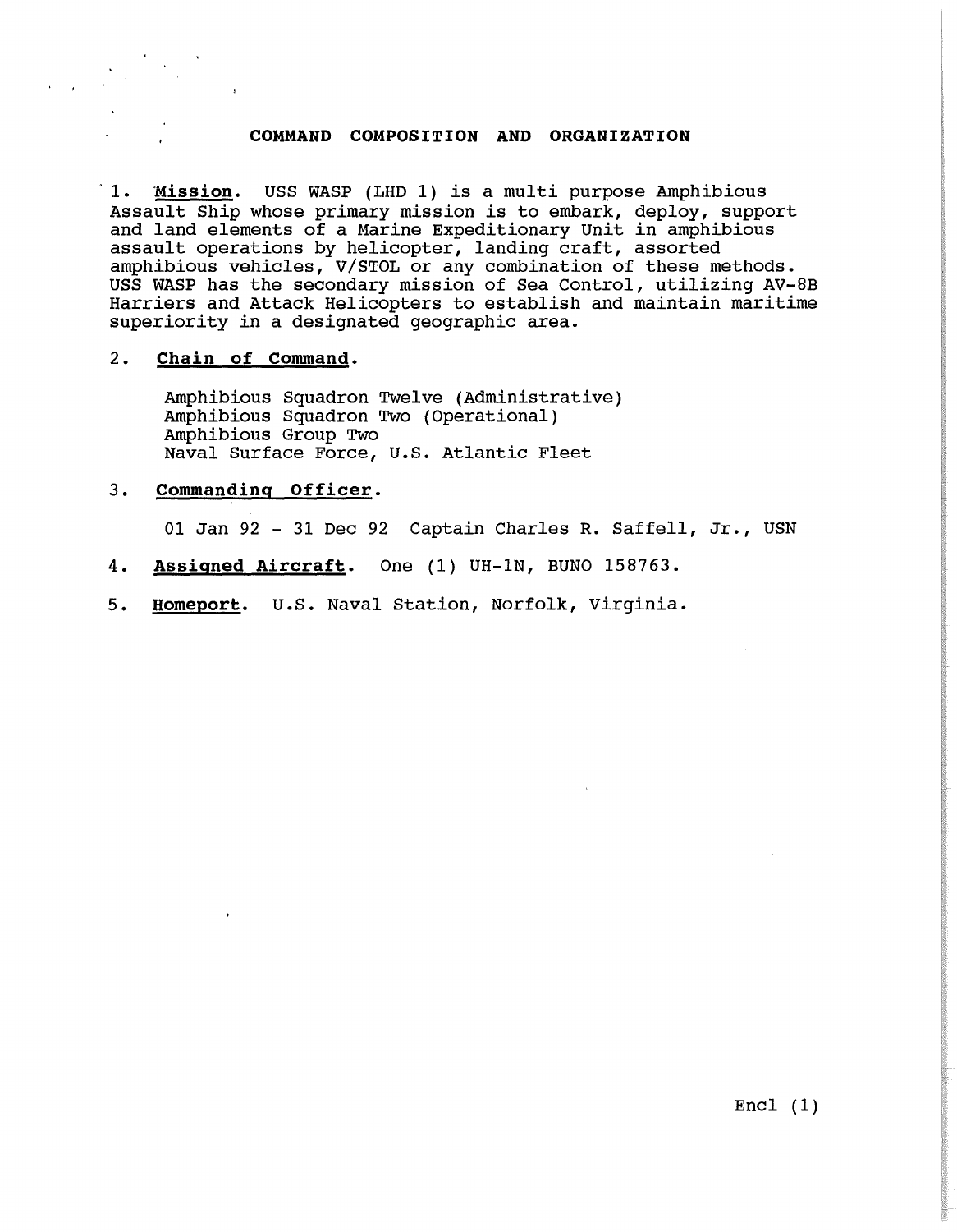# COMMAND COMPOSITION AND ORGANIZATION

1. **Mission**. USS WASP (LHD 1) is a multi purpose Amphibious Assault Ship whose primary mission is to embark, deploy, support and land elements of a Marine Expeditionary Unit in amphibious assault operations by helicopter, landing craft, assorted amphibious vehicles, V/STOL or any combination of these methods. USS WASP has the secondary mission of Sea Control, utilizing AV-8B Harriers and Attack Helicopters to establish and maintain maritime superiority in a designated geographic area.

2. **Chain of Command**.

   Amphibious Squadron Twelve (Administrative)
   Amphibious Squadron Two (Operational)
   Amphibious Group Two
   Naval Surface Force, U.S. Atlantic Fleet

3. **Commanding Officer**.

   01 Jan 92 - 31 Dec 92 Captain Charles R. Saffell, Jr., USN

4. **Assigned Aircraft**. One (1) UH-1N, BUNO 158763.

5. **Homeport**. U.S. Naval Station, Norfolk, Virginia.

Encl (1)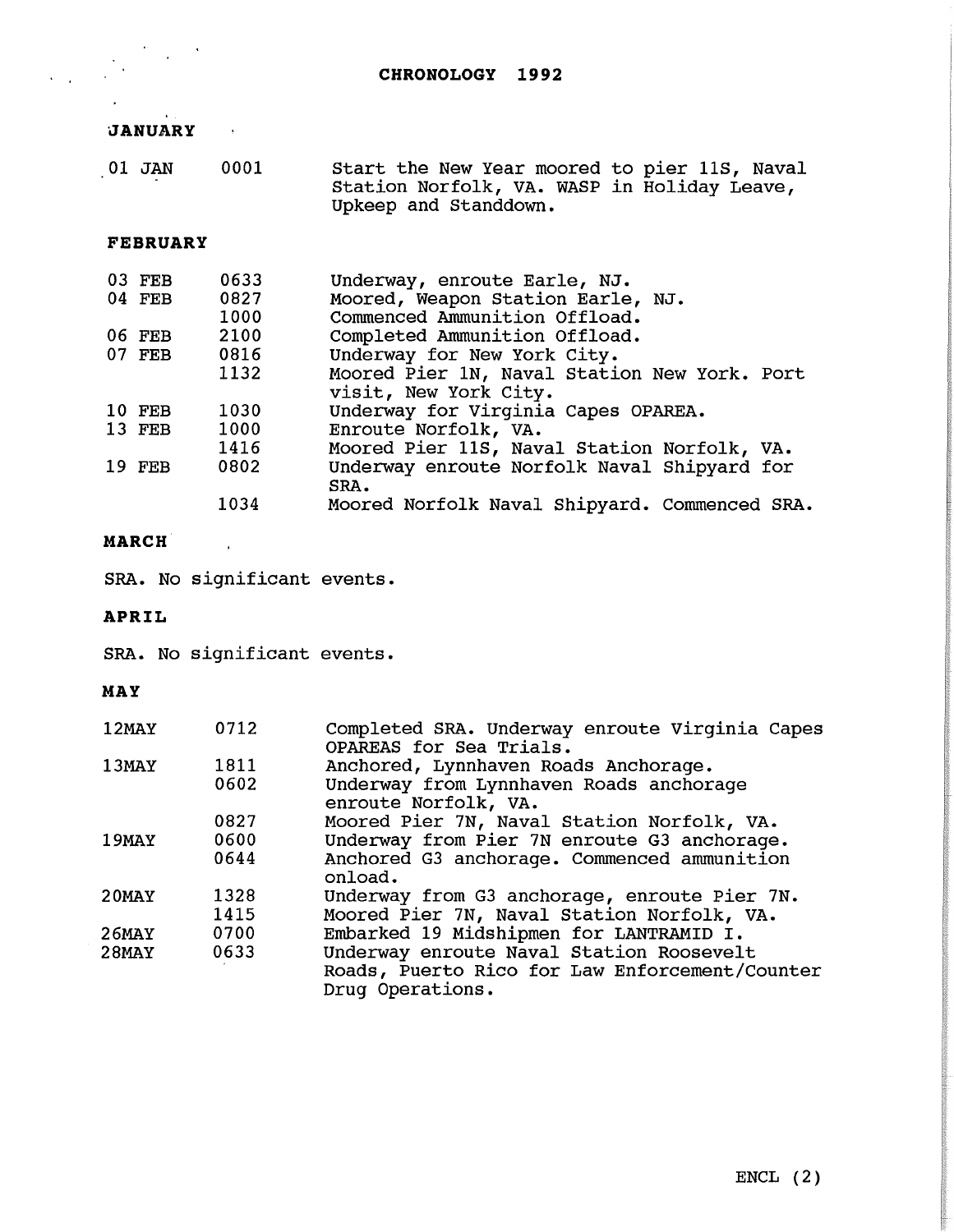# CHRONOLOGY 1992

## JANUARY

| | | |
|---|---|---|
| 01 JAN | 0001 | Start the New Year moored to pier 11S, Naval Station Norfolk, VA. WASP in Holiday Leave, Upkeep and Standdown. |

## FEBRUARY

| | | |
|---|---|---|
| 03 FEB | 0633 | Underway, enroute Earle, NJ. |
| 04 FEB | 0827 | Moored, Weapon Station Earle, NJ. |
| | 1000 | Commenced Ammunition Offload. |
| 06 FEB | 2100 | Completed Ammunition Offload. |
| 07 FEB | 0816 | Underway for New York City. |
| | 1132 | Moored Pier 1N, Naval Station New York. Port visit, New York City. |
| 10 FEB | 1030 | Underway for Virginia Capes OPAREA. |
| 13 FEB | 1000 | Enroute Norfolk, VA. |
| | 1416 | Moored Pier 11S, Naval Station Norfolk, VA. |
| 19 FEB | 0802 | Underway enroute Norfolk Naval Shipyard for SRA. |
| | 1034 | Moored Norfolk Naval Shipyard. Commenced SRA. |

## MARCH

SRA. No significant events.

## APRIL

SRA. No significant events.

## MAY

| | | |
|---|---|---|
| 12MAY | 0712 | Completed SRA. Underway enroute Virginia Capes OPAREAS for Sea Trials. |
| 13MAY | 1811 | Anchored, Lynnhaven Roads Anchorage. |
| | 0602 | Underway from Lynnhaven Roads anchorage enroute Norfolk, VA. |
| | 0827 | Moored Pier 7N, Naval Station Norfolk, VA. |
| 19MAY | 0600 | Underway from Pier 7N enroute G3 anchorage. |
| | 0644 | Anchored G3 anchorage. Commenced ammunition onload. |
| 20MAY | 1328 | Underway from G3 anchorage, enroute Pier 7N. |
| | 1415 | Moored Pier 7N, Naval Station Norfolk, VA. |
| 26MAY | 0700 | Embarked 19 Midshipmen for LANTRAMID I. |
| 28MAY | 0633 | Underway enroute Naval Station Roosevelt Roads, Puerto Rico for Law Enforcement/Counter Drug Operations. |

ENCL (2)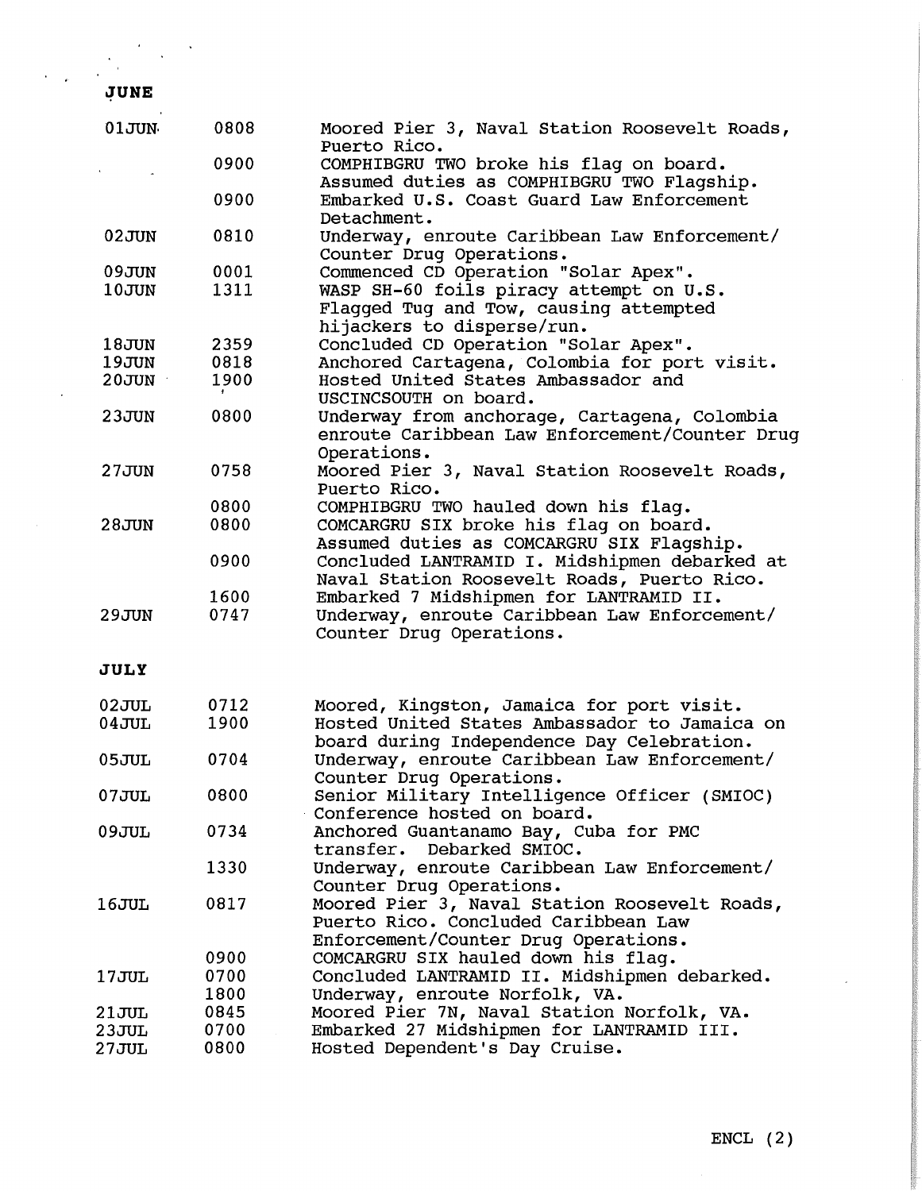## JUNE

| | | |
|---|---|---|
| 01JUN | 0808 | Moored Pier 3, Naval Station Roosevelt Roads, Puerto Rico. |
| | 0900 | COMPHIBGRU TWO broke his flag on board. Assumed duties as COMPHIBGRU TWO Flagship. |
| | 0900 | Embarked U.S. Coast Guard Law Enforcement Detachment. |
| 02JUN | 0810 | Underway, enroute Caribbean Law Enforcement/ Counter Drug Operations. |
| 09JUN | 0001 | Commenced CD Operation "Solar Apex". |
| 10JUN | 1311 | WASP SH-60 foils piracy attempt on U.S. Flagged Tug and Tow, causing attempted hijackers to disperse/run. |
| 18JUN | 2359 | Concluded CD Operation "Solar Apex". |
| 19JUN | 0818 | Anchored Cartagena, Colombia for port visit. |
| 20JUN | 1900 | Hosted United States Ambassador and USCINCSOUTH on board. |
| 23JUN | 0800 | Underway from anchorage, Cartagena, Colombia enroute Caribbean Law Enforcement/Counter Drug Operations. |
| 27JUN | 0758 | Moored Pier 3, Naval Station Roosevelt Roads, Puerto Rico. |
| | 0800 | COMPHIBGRU TWO hauled down his flag. |
| 28JUN | 0800 | COMCARGRU SIX broke his flag on board. Assumed duties as COMCARGRU SIX Flagship. |
| | 0900 | Concluded LANTRAMID I. Midshipmen debarked at Naval Station Roosevelt Roads, Puerto Rico. |
| | 1600 | Embarked 7 Midshipmen for LANTRAMID II. |
| 29JUN | 0747 | Underway, enroute Caribbean Law Enforcement/ Counter Drug Operations. |

## JULY

| | | |
|---|---|---|
| 02JUL | 0712 | Moored, Kingston, Jamaica for port visit. |
| 04JUL | 1900 | Hosted United States Ambassador to Jamaica on board during Independence Day Celebration. |
| 05JUL | 0704 | Underway, enroute Caribbean Law Enforcement/ Counter Drug Operations. |
| 07JUL | 0800 | Senior Military Intelligence Officer (SMIOC) Conference hosted on board. |
| 09JUL | 0734 | Anchored Guantanamo Bay, Cuba for PMC transfer. Debarked SMIOC. |
| | 1330 | Underway, enroute Caribbean Law Enforcement/ Counter Drug Operations. |
| 16JUL | 0817 | Moored Pier 3, Naval Station Roosevelt Roads, Puerto Rico. Concluded Caribbean Law Enforcement/Counter Drug Operations. |
| | 0900 | COMCARGRU SIX hauled down his flag. |
| 17JUL | 0700 | Concluded LANTRAMID II. Midshipmen debarked. |
| | 1800 | Underway, enroute Norfolk, VA. |
| 21JUL | 0845 | Moored Pier 7N, Naval Station Norfolk, VA. |
| 23JUL | 0700 | Embarked 27 Midshipmen for LANTRAMID III. |
| 27JUL | 0800 | Hosted Dependent's Day Cruise. |

ENCL (2)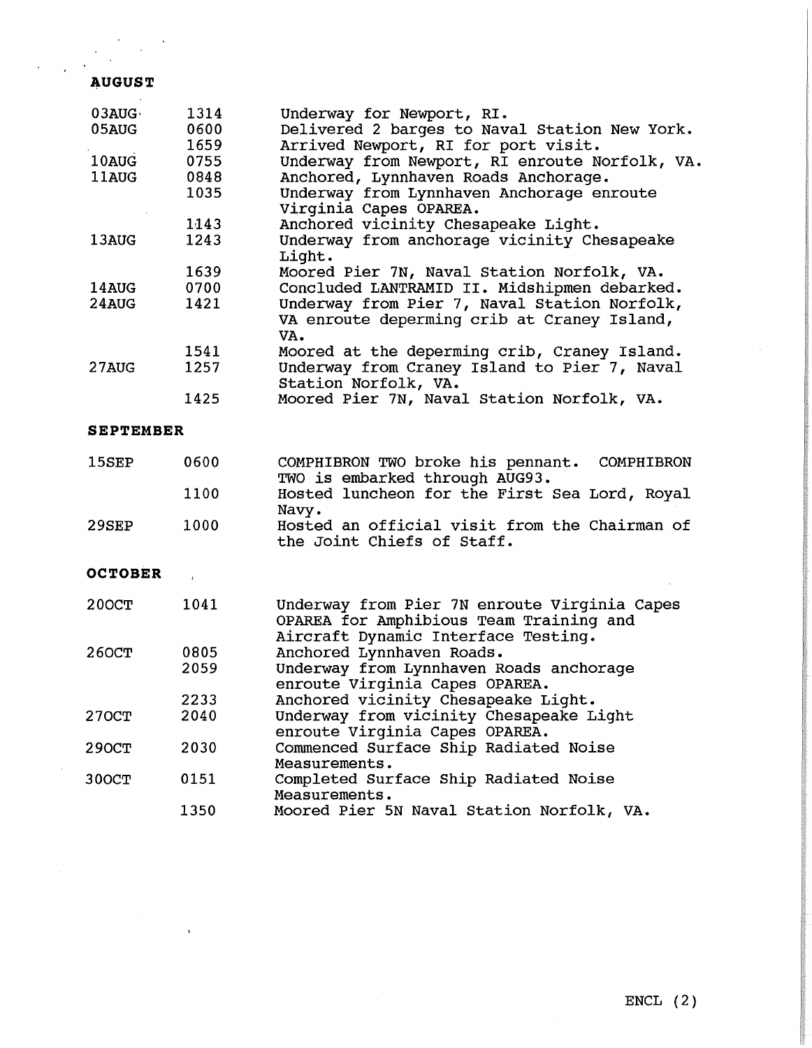**AUGUST**

| | | |
|---|---|---|
| 03AUG | 1314 | Underway for Newport, RI. |
| 05AUG | 0600 | Delivered 2 barges to Naval Station New York. |
| | 1659 | Arrived Newport, RI for port visit. |
| 10AUG | 0755 | Underway from Newport, RI enroute Norfolk, VA. |
| 11AUG | 0848 | Anchored, Lynnhaven Roads Anchorage. |
| | 1035 | Underway from Lynnhaven Anchorage enroute Virginia Capes OPAREA. |
| | 1143 | Anchored vicinity Chesapeake Light. |
| 13AUG | 1243 | Underway from anchorage vicinity Chesapeake Light. |
| | 1639 | Moored Pier 7N, Naval Station Norfolk, VA. |
| 14AUG | 0700 | Concluded LANTRAMID II. Midshipmen debarked. |
| 24AUG | 1421 | Underway from Pier 7, Naval Station Norfolk, VA enroute deperming crib at Craney Island, VA. |
| | 1541 | Moored at the deperming crib, Craney Island. |
| 27AUG | 1257 | Underway from Craney Island to Pier 7, Naval Station Norfolk, VA. |
| | 1425 | Moored Pier 7N, Naval Station Norfolk, VA. |

**SEPTEMBER**

| | | |
|---|---|---|
| 15SEP | 0600 | COMPHIBRON TWO broke his pennant. COMPHIBRON TWO is embarked through AUG93. |
| | 1100 | Hosted luncheon for the First Sea Lord, Royal Navy. |
| 29SEP | 1000 | Hosted an official visit from the Chairman of the Joint Chiefs of Staff. |

**OCTOBER**

| | | |
|---|---|---|
| 20OCT | 1041 | Underway from Pier 7N enroute Virginia Capes OPAREA for Amphibious Team Training and Aircraft Dynamic Interface Testing. |
| 26OCT | 0805 | Anchored Lynnhaven Roads. |
| | 2059 | Underway from Lynnhaven Roads anchorage enroute Virginia Capes OPAREA. |
| | 2233 | Anchored vicinity Chesapeake Light. |
| 27OCT | 2040 | Underway from vicinity Chesapeake Light enroute Virginia Capes OPAREA. |
| 29OCT | 2030 | Commenced Surface Ship Radiated Noise Measurements. |
| 30OCT | 0151 | Completed Surface Ship Radiated Noise Measurements. |
| | 1350 | Moored Pier 5N Naval Station Norfolk, VA. |

ENCL (2)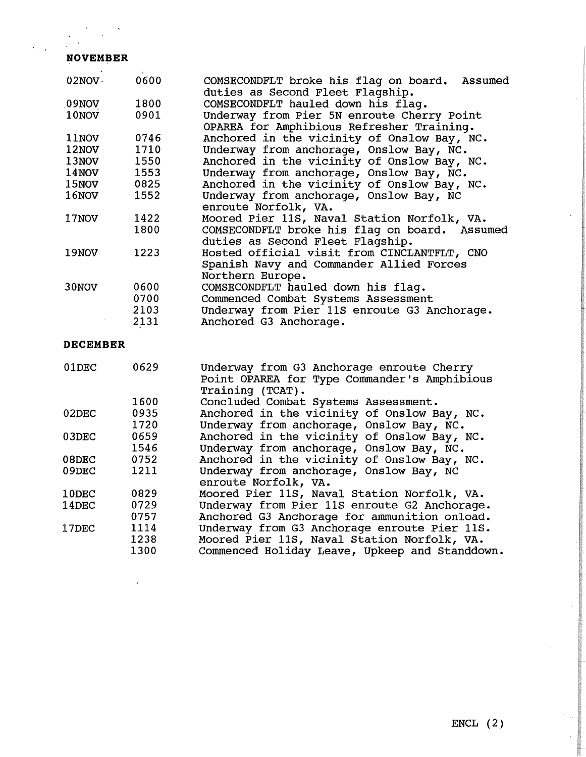## NOVEMBER

| | | |
|---|---|---|
| 02NOV | 0600 | COMSECONDFLT broke his flag on board. Assumed duties as Second Fleet Flagship. |
| 09NOV | 1800 | COMSECONDFLT hauled down his flag. |
| 10NOV | 0901 | Underway from Pier 5N enroute Cherry Point OPAREA for Amphibious Refresher Training. |
| 11NOV | 0746 | Anchored in the vicinity of Onslow Bay, NC. |
| 12NOV | 1710 | Underway from anchorage, Onslow Bay, NC. |
| 13NOV | 1550 | Anchored in the vicinity of Onslow Bay, NC. |
| 14NOV | 1553 | Underway from anchorage, Onslow Bay, NC. |
| 15NOV | 0825 | Anchored in the vicinity of Onslow Bay, NC. |
| 16NOV | 1552 | Underway from anchorage, Onslow Bay, NC enroute Norfolk, VA. |
| 17NOV | 1422 | Moored Pier 11S, Naval Station Norfolk, VA. |
| | 1800 | COMSECONDFLT broke his flag on board. Assumed duties as Second Fleet Flagship. |
| 19NOV | 1223 | Hosted official visit from CINCLANTFLT, CNO Spanish Navy and Commander Allied Forces Northern Europe. |
| 30NOV | 0600 | COMSECONDFLT hauled down his flag. |
| | 0700 | Commenced Combat Systems Assessment |
| | 2103 | Underway from Pier 11S enroute G3 Anchorage. |
| | 2131 | Anchored G3 Anchorage. |

## DECEMBER

| | | |
|---|---|---|
| 01DEC | 0629 | Underway from G3 Anchorage enroute Cherry Point OPAREA for Type Commander's Amphibious Training (TCAT). |
| | 1600 | Concluded Combat Systems Assessment. |
| 02DEC | 0935 | Anchored in the vicinity of Onslow Bay, NC. |
| | 1720 | Underway from anchorage, Onslow Bay, NC. |
| 03DEC | 0659 | Anchored in the vicinity of Onslow Bay, NC. |
| | 1546 | Underway from anchorage, Onslow Bay, NC. |
| 08DEC | 0752 | Anchored in the vicinity of Onslow Bay, NC. |
| 09DEC | 1211 | Underway from anchorage, Onslow Bay, NC enroute Norfolk, VA. |
| 10DEC | 0829 | Moored Pier 11S, Naval Station Norfolk, VA. |
| 14DEC | 0729 | Underway from Pier 11S enroute G2 Anchorage. |
| | 0757 | Anchored G3 Anchorage for ammunition onload. |
| 17DEC | 1114 | Underway from G3 Anchorage enroute Pier 11S. |
| | 1238 | Moored Pier 11S, Naval Station Norfolk, VA. |
| | 1300 | Commenced Holiday Leave, Upkeep and Standdown. |

ENCL (2)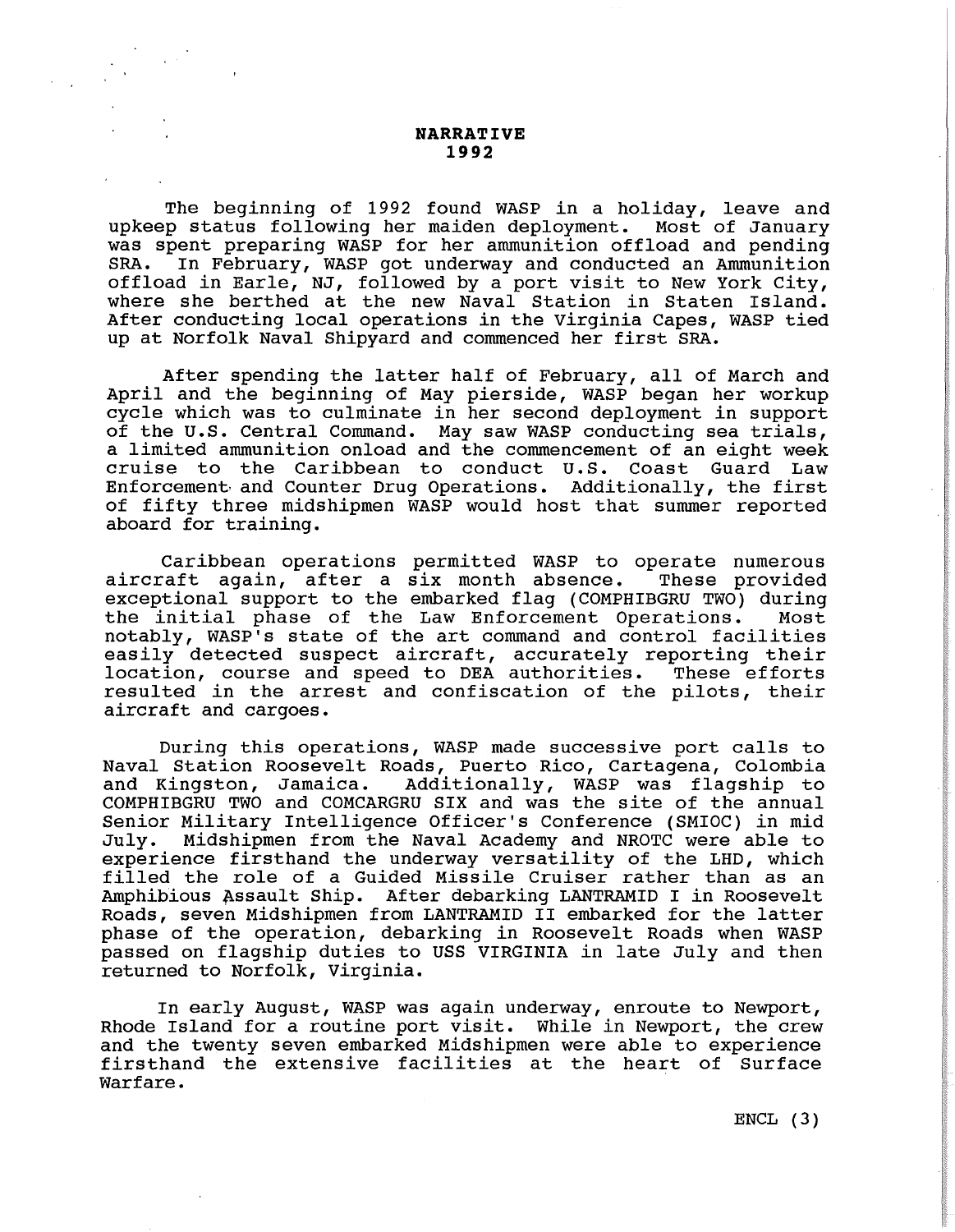**NARRATIVE**
**1992**

The beginning of 1992 found WASP in a holiday, leave and upkeep status following her maiden deployment. Most of January was spent preparing WASP for her ammunition offload and pending SRA. In February, WASP got underway and conducted an Ammunition offload in Earle, NJ, followed by a port visit to New York City, where she berthed at the new Naval Station in Staten Island. After conducting local operations in the Virginia Capes, WASP tied up at Norfolk Naval Shipyard and commenced her first SRA.

After spending the latter half of February, all of March and April and the beginning of May pierside, WASP began her workup cycle which was to culminate in her second deployment in support of the U.S. Central Command. May saw WASP conducting sea trials, a limited ammunition onload and the commencement of an eight week cruise to the Caribbean to conduct U.S. Coast Guard Law Enforcement and Counter Drug Operations. Additionally, the first of fifty three midshipmen WASP would host that summer reported aboard for training.

Caribbean operations permitted WASP to operate numerous aircraft again, after a six month absence. These provided exceptional support to the embarked flag (COMPHIBGRU TWO) during the initial phase of the Law Enforcement Operations. Most notably, WASP's state of the art command and control facilities easily detected suspect aircraft, accurately reporting their location, course and speed to DEA authorities. These efforts resulted in the arrest and confiscation of the pilots, their aircraft and cargoes.

During this operations, WASP made successive port calls to Naval Station Roosevelt Roads, Puerto Rico, Cartagena, Colombia and Kingston, Jamaica. Additionally, WASP was flagship to COMPHIBGRU TWO and COMCARGRU SIX and was the site of the annual Senior Military Intelligence Officer's Conference (SMIOC) in mid July. Midshipmen from the Naval Academy and NROTC were able to experience firsthand the underway versatility of the LHD, which filled the role of a Guided Missile Cruiser rather than as an Amphibious Assault Ship. After debarking LANTRAMID I in Roosevelt Roads, seven Midshipmen from LANTRAMID II embarked for the latter phase of the operation, debarking in Roosevelt Roads when WASP passed on flagship duties to USS VIRGINIA in late July and then returned to Norfolk, Virginia.

In early August, WASP was again underway, enroute to Newport, Rhode Island for a routine port visit. While in Newport, the crew and the twenty seven embarked Midshipmen were able to experience firsthand the extensive facilities at the heart of Surface Warfare.

ENCL (3)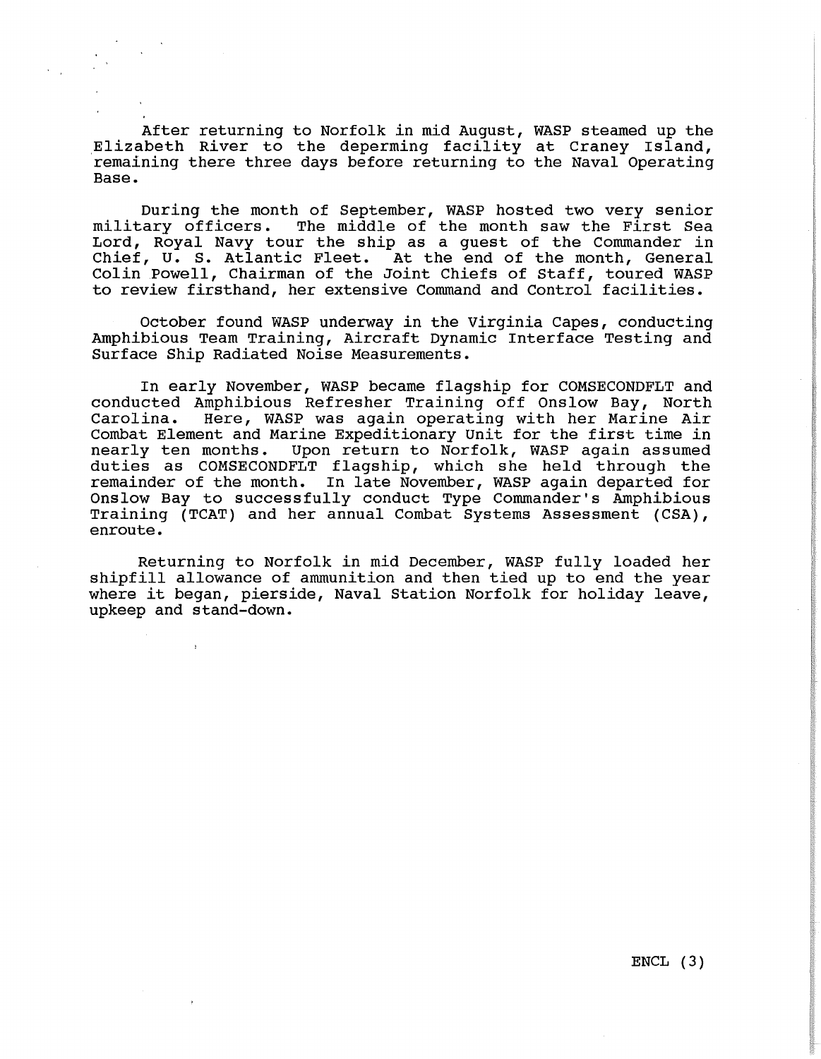After returning to Norfolk in mid August, WASP steamed up the Elizabeth River to the deperming facility at Craney Island, remaining there three days before returning to the Naval Operating Base.

During the month of September, WASP hosted two very senior military officers. The middle of the month saw the First Sea Lord, Royal Navy tour the ship as a guest of the Commander in Chief, U. S. Atlantic Fleet. At the end of the month, General Colin Powell, Chairman of the Joint Chiefs of Staff, toured WASP to review firsthand, her extensive Command and Control facilities.

October found WASP underway in the Virginia Capes, conducting Amphibious Team Training, Aircraft Dynamic Interface Testing and Surface Ship Radiated Noise Measurements.

In early November, WASP became flagship for COMSECONDFLT and conducted Amphibious Refresher Training off Onslow Bay, North Carolina. Here, WASP was again operating with her Marine Air Combat Element and Marine Expeditionary Unit for the first time in nearly ten months. Upon return to Norfolk, WASP again assumed duties as COMSECONDFLT flagship, which she held through the remainder of the month. In late November, WASP again departed for Onslow Bay to successfully conduct Type Commander's Amphibious Training (TCAT) and her annual Combat Systems Assessment (CSA), enroute.

Returning to Norfolk in mid December, WASP fully loaded her shipfill allowance of ammunition and then tied up to end the year where it began, pierside, Naval Station Norfolk for holiday leave, upkeep and stand-down.

ENCL (3)